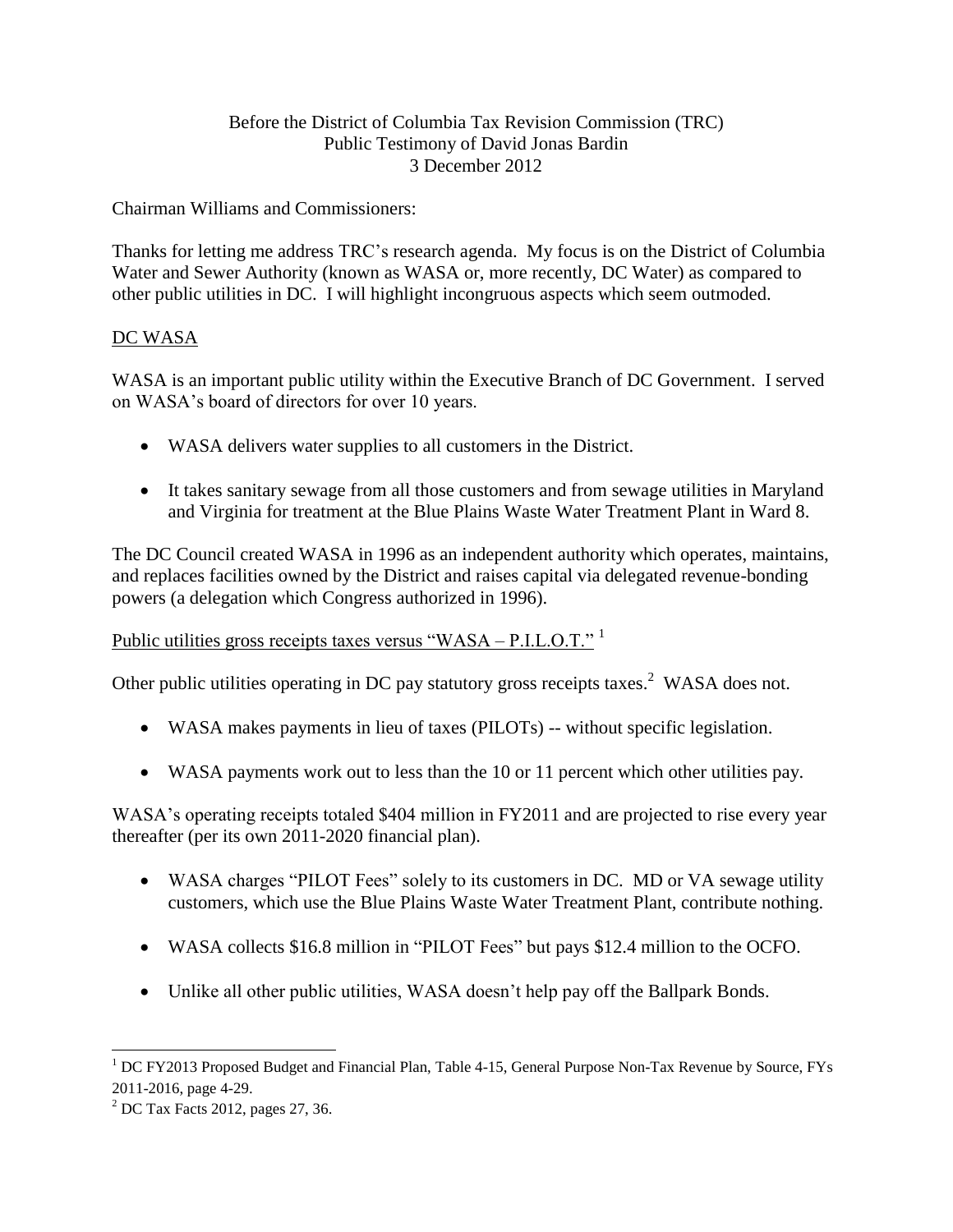Before the District of Columbia Tax Revision Commission (TRC)
Public Testimony of David Jonas Bardin
3 December 2012

Chairman Williams and Commissioners:

Thanks for letting me address TRC's research agenda. My focus is on the District of Columbia Water and Sewer Authority (known as WASA or, more recently, DC Water) as compared to other public utilities in DC. I will highlight incongruous aspects which seem outmoded.

## DC WASA

WASA is an important public utility within the Executive Branch of DC Government. I served on WASA's board of directors for over 10 years.

- WASA delivers water supplies to all customers in the District.
- It takes sanitary sewage from all those customers and from sewage utilities in Maryland and Virginia for treatment at the Blue Plains Waste Water Treatment Plant in Ward 8.

The DC Council created WASA in 1996 as an independent authority which operates, maintains, and replaces facilities owned by the District and raises capital via delegated revenue-bonding powers (a delegation which Congress authorized in 1996).

## Public utilities gross receipts taxes versus "WASA – P.I.L.O.T." [1]

Other public utilities operating in DC pay statutory gross receipts taxes.[2] WASA does not.

- WASA makes payments in lieu of taxes (PILOTs) -- without specific legislation.
- WASA payments work out to less than the 10 or 11 percent which other utilities pay.

WASA's operating receipts totaled $404 million in FY2011 and are projected to rise every year thereafter (per its own 2011-2020 financial plan).

- WASA charges "PILOT Fees" solely to its customers in DC. MD or VA sewage utility customers, which use the Blue Plains Waste Water Treatment Plant, contribute nothing.
- WASA collects $16.8 million in "PILOT Fees" but pays $12.4 million to the OCFO.
- Unlike all other public utilities, WASA doesn't help pay off the Ballpark Bonds.

---

[1] DC FY2013 Proposed Budget and Financial Plan, Table 4-15, General Purpose Non-Tax Revenue by Source, FYs 2011-2016, page 4-29.

[2] DC Tax Facts 2012, pages 27, 36.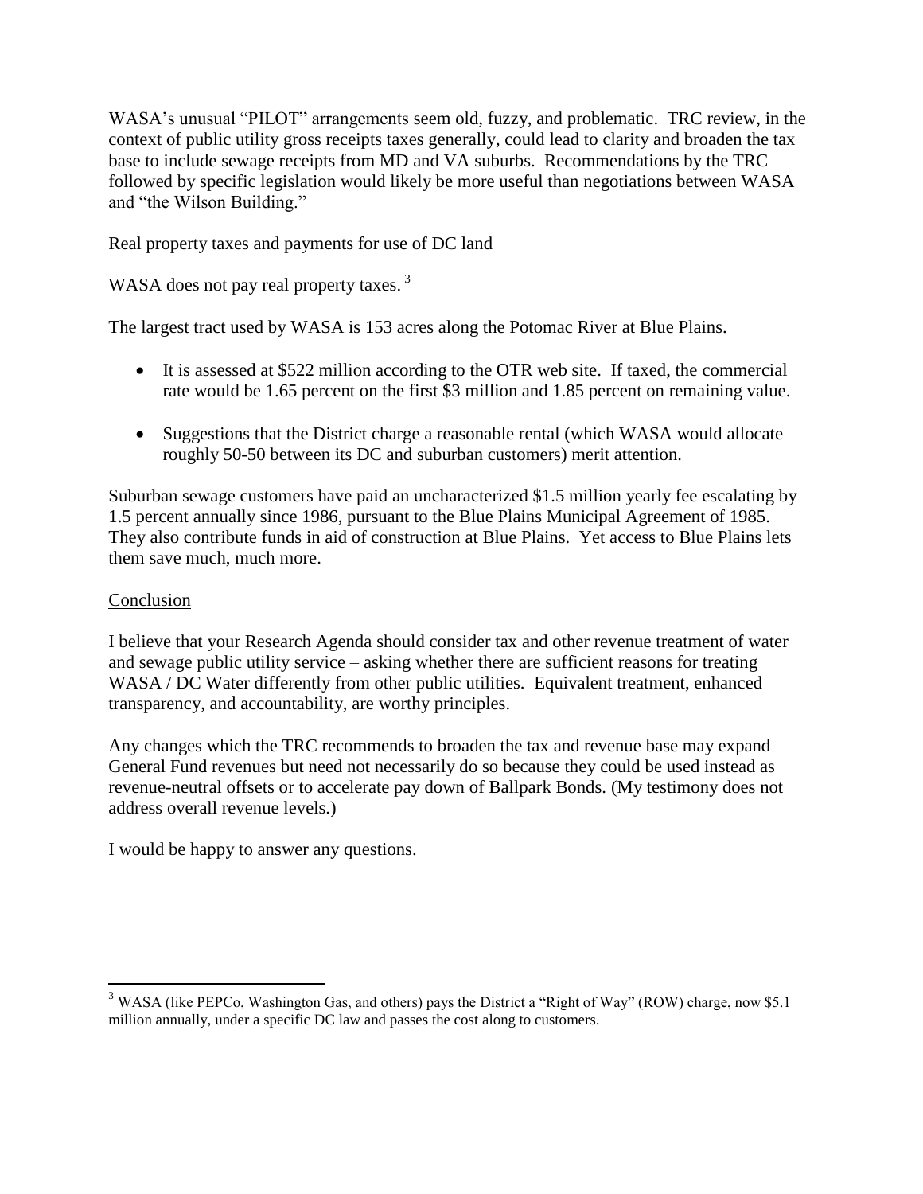WASA's unusual "PILOT" arrangements seem old, fuzzy, and problematic. TRC review, in the context of public utility gross receipts taxes generally, could lead to clarity and broaden the tax base to include sewage receipts from MD and VA suburbs. Recommendations by the TRC followed by specific legislation would likely be more useful than negotiations between WASA and "the Wilson Building."

<u>Real property taxes and payments for use of DC land</u>

WASA does not pay real property taxes. [3]

The largest tract used by WASA is 153 acres along the Potomac River at Blue Plains.

- It is assessed at $522 million according to the OTR web site. If taxed, the commercial rate would be 1.65 percent on the first $3 million and 1.85 percent on remaining value.
- Suggestions that the District charge a reasonable rental (which WASA would allocate roughly 50-50 between its DC and suburban customers) merit attention.

Suburban sewage customers have paid an uncharacterized $1.5 million yearly fee escalating by 1.5 percent annually since 1986, pursuant to the Blue Plains Municipal Agreement of 1985. They also contribute funds in aid of construction at Blue Plains. Yet access to Blue Plains lets them save much, much more.

<u>Conclusion</u>

I believe that your Research Agenda should consider tax and other revenue treatment of water and sewage public utility service – asking whether there are sufficient reasons for treating WASA / DC Water differently from other public utilities. Equivalent treatment, enhanced transparency, and accountability, are worthy principles.

Any changes which the TRC recommends to broaden the tax and revenue base may expand General Fund revenues but need not necessarily do so because they could be used instead as revenue-neutral offsets or to accelerate pay down of Ballpark Bonds. (My testimony does not address overall revenue levels.)

I would be happy to answer any questions.

---

[3] WASA (like PEPCo, Washington Gas, and others) pays the District a "Right of Way" (ROW) charge, now $5.1 million annually, under a specific DC law and passes the cost along to customers.